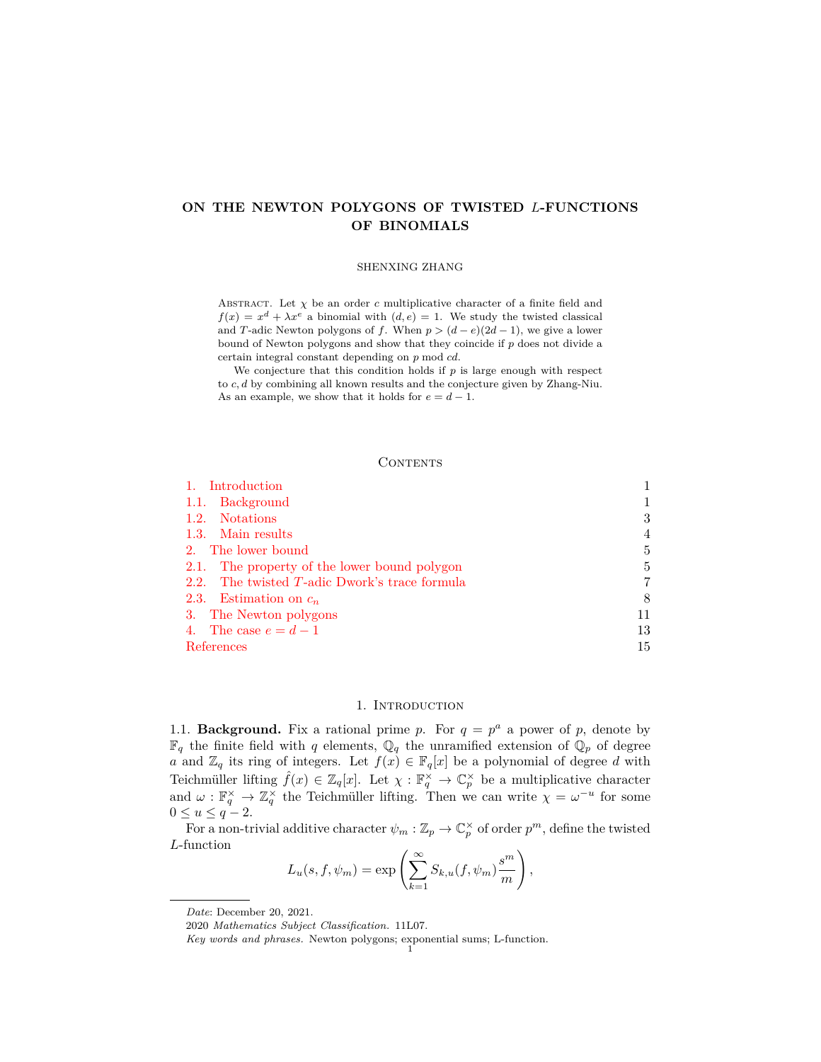# ON THE NEWTON POLYGONS OF TWISTED $L$-FUNCTIONS OF BINOMIALS

SHENXING ZHANG

Abstract. Let $\chi$ be an order $c$ multiplicative character of a finite field and $f(x) = x^d + \lambda x^e$ a binomial with $(d, e) = 1$. We study the twisted classical and $T$-adic Newton polygons of $f$. When $p > (d-e)(2d-1)$, we give a lower bound of Newton polygons and show that they coincide if $p$ does not divide a certain integral constant depending on $p \bmod cd$.

We conjecture that this condition holds if $p$ is large enough with respect to $c, d$ by combining all known results and the conjecture given by Zhang-Niu. As an example, we show that it holds for $e = d - 1$.

## Contents

1. Introduction — 1
   - 1.1. Background — 1
   - 1.2. Notations — 3
   - 1.3. Main results — 4
2. The lower bound — 5
   - 2.1. The property of the lower bound polygon — 5
   - 2.2. The twisted $T$-adic Dwork's trace formula — 7
   - 2.3. Estimation on $c_n$ — 8
3. The Newton polygons — 11
4. The case $e = d - 1$ — 13

References — 15

## 1. Introduction

1.1. **Background.** Fix a rational prime $p$. For $q = p^a$ a power of $p$, denote by $\mathbb{F}_q$ the finite field with $q$ elements, $\mathbb{Q}_q$ the unramified extension of $\mathbb{Q}_p$ of degree $a$ and $\mathbb{Z}_q$ its ring of integers. Let $f(x) \in \mathbb{F}_q[x]$ be a polynomial of degree $d$ with Teichmüller lifting $\hat{f}(x) \in \mathbb{Z}_q[x]$. Let $\chi : \mathbb{F}_q^\times \to \mathbb{C}_p^\times$ be a multiplicative character and $\omega : \mathbb{F}_q^\times \to \mathbb{Z}_q^\times$ the Teichmüller lifting. Then we can write $\chi = \omega^{-u}$ for some $0 \leq u \leq q-2$.

For a non-trivial additive character $\psi_m : \mathbb{Z}_p \to \mathbb{C}_p^\times$ of order $p^m$, define the twisted $L$-function

$$L_u(s, f, \psi_m) = \exp\left(\sum_{k=1}^{\infty} S_{k,u}(f, \psi_m)\frac{s^m}{m}\right),$$

---

*Date*: December 20, 2021.

2020 *Mathematics Subject Classification.* 11L07.

*Key words and phrases.* Newton polygons; exponential sums; L-function.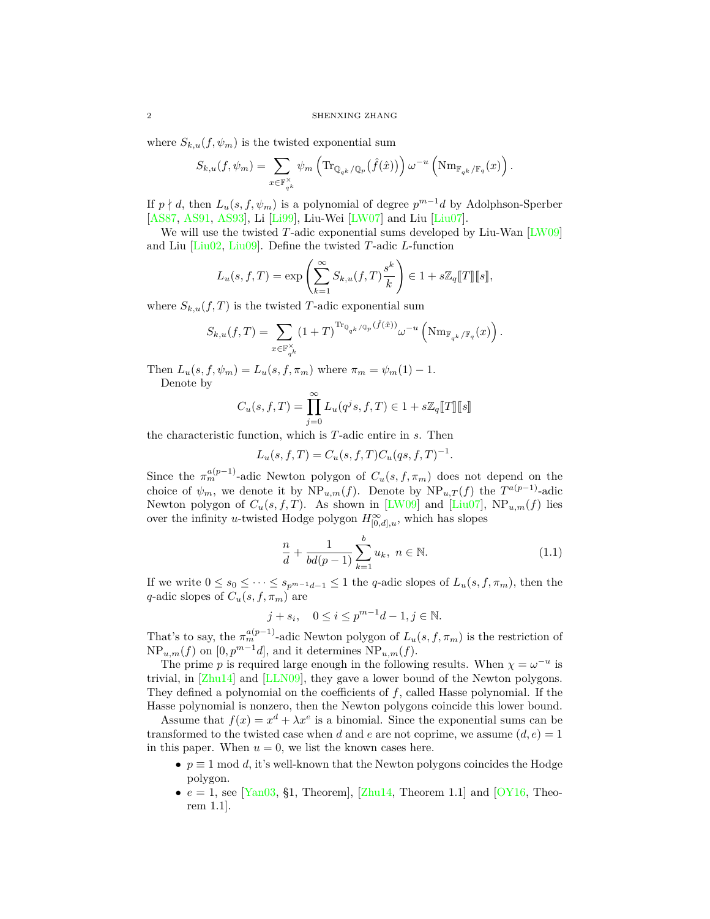where $S_{k,u}(f,\psi_m)$ is the twisted exponential sum

$$S_{k,u}(f,\psi_m) = \sum_{x\in\mathbb{F}_{q^k}^\times} \psi_m\left(\mathrm{Tr}_{\mathbb{Q}_{q^k}/\mathbb{Q}_p}(\hat{f}(\hat{x}))\right)\omega^{-u}\left(\mathrm{Nm}_{\mathbb{F}_{q^k}/\mathbb{F}_q}(x)\right).$$

If $p\nmid d$, then $L_u(s,f,\psi_m)$ is a polynomial of degree $p^{m-1}d$ by Adolphson-Sperber [AS87, AS91, AS93], Li [Li99], Liu-Wei [LW07] and Liu [Liu07].

We will use the twisted $T$-adic exponential sums developed by Liu-Wan [LW09] and Liu [Liu02, Liu09]. Define the twisted $T$-adic $L$-function

$$L_u(s,f,T) = \exp\left(\sum_{k=1}^\infty S_{k,u}(f,T)\frac{s^k}{k}\right) \in 1+s\mathbb{Z}_q[\![T]\!][\![s]\!],$$

where $S_{k,u}(f,T)$ is the twisted $T$-adic exponential sum

$$S_{k,u}(f,T) = \sum_{x\in\mathbb{F}_{q^k}^\times} (1+T)^{\mathrm{Tr}_{\mathbb{Q}_{q^k}/\mathbb{Q}_p}(\hat{f}(\hat{x}))}\omega^{-u}\left(\mathrm{Nm}_{\mathbb{F}_{q^k}/\mathbb{F}_q}(x)\right).$$

Then $L_u(s,f,\psi_m) = L_u(s,f,\pi_m)$ where $\pi_m = \psi_m(1)-1$.

Denote by

$$C_u(s,f,T) = \prod_{j=0}^\infty L_u(q^j s,f,T) \in 1+s\mathbb{Z}_q[\![T]\!][\![s]\!]$$

the characteristic function, which is $T$-adic entire in $s$. Then

$$L_u(s,f,T) = C_u(s,f,T)C_u(qs,f,T)^{-1}.$$

Since the $\pi_m^{a(p-1)}$-adic Newton polygon of $C_u(s,f,\pi_m)$ does not depend on the choice of $\psi_m$, we denote it by $\mathrm{NP}_{u,m}(f)$. Denote by $\mathrm{NP}_{u,T}(f)$ the $T^{a(p-1)}$-adic Newton polygon of $C_u(s,f,T)$. As shown in [LW09] and [Liu07], $\mathrm{NP}_{u,m}(f)$ lies over the infinity $u$-twisted Hodge polygon $H^\infty_{[0,d],u}$, which has slopes

$$\frac{n}{d} + \frac{1}{bd(p-1)}\sum_{k=1}^b u_k,\ n\in\mathbb{N}. \tag{1.1}$$

If we write $0\le s_0\le\cdots\le s_{p^{m-1}d-1}\le 1$ the $q$-adic slopes of $L_u(s,f,\pi_m)$, then the $q$-adic slopes of $C_u(s,f,\pi_m)$ are

$$j+s_i,\quad 0\le i\le p^{m-1}d-1, j\in\mathbb{N}.$$

That's to say, the $\pi_m^{a(p-1)}$-adic Newton polygon of $L_u(s,f,\pi_m)$ is the restriction of $\mathrm{NP}_{u,m}(f)$ on $[0,p^{m-1}d]$, and it determines $\mathrm{NP}_{u,m}(f)$.

The prime $p$ is required large enough in the following results. When $\chi=\omega^{-u}$ is trivial, in [Zhu14] and [LLN09], they gave a lower bound of the Newton polygons. They defined a polynomial on the coefficients of $f$, called Hasse polynomial. If the Hasse polynomial is nonzero, then the Newton polygons coincide this lower bound.

Assume that $f(x) = x^d+\lambda x^e$ is a binomial. Since the exponential sums can be transformed to the twisted case when $d$ and $e$ are not coprime, we assume $(d,e)=1$ in this paper. When $u=0$, we list the known cases here.

- $p\equiv 1 \bmod d$, it's well-known that the Newton polygons coincides the Hodge polygon.
- $e=1$, see [Yan03, §1, Theorem], [Zhu14, Theorem 1.1] and [OY16, Theorem 1.1].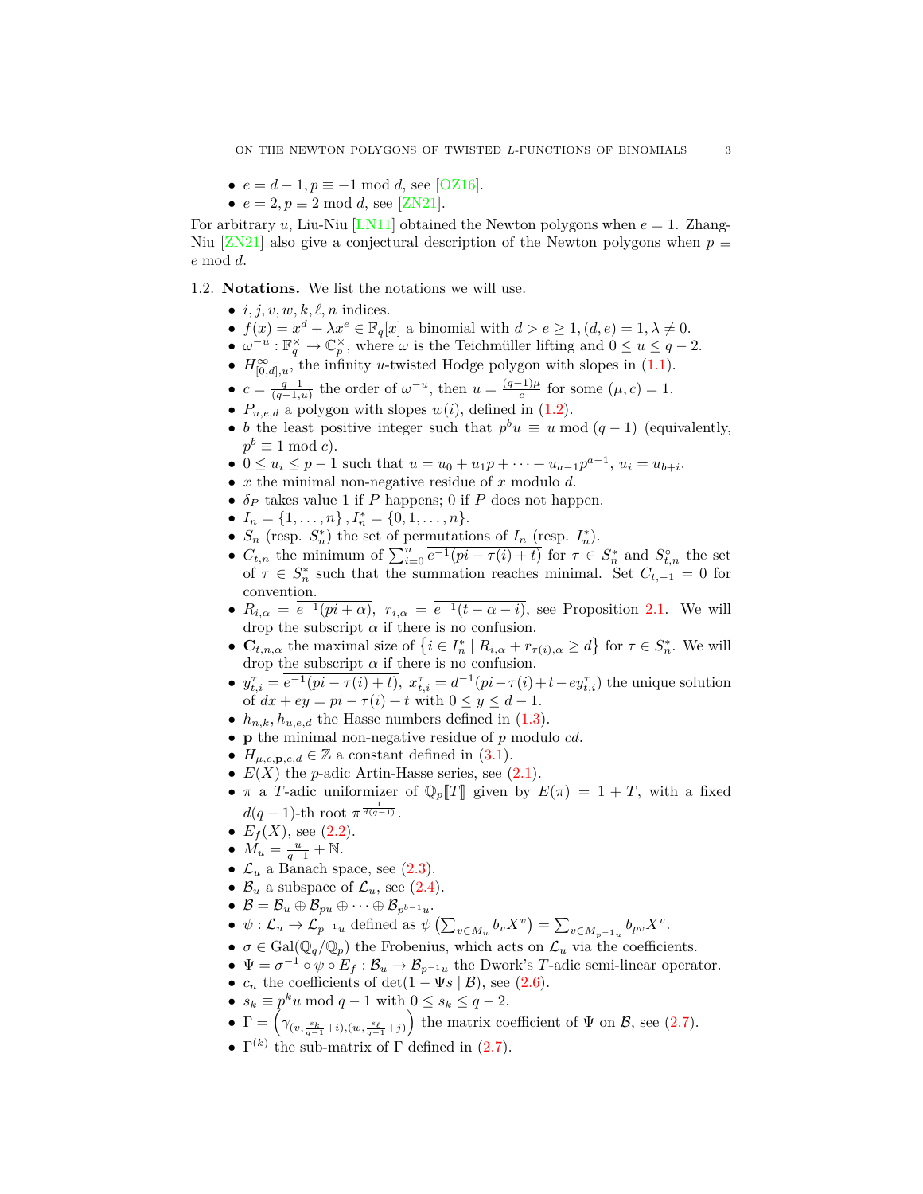- $e = d-1, p \equiv -1 \bmod d$, see [OZ16].
- $e = 2, p \equiv 2 \bmod d$, see [ZN21].

For arbitrary $u$, Liu-Niu [LN11] obtained the Newton polygons when $e = 1$. Zhang-Niu [ZN21] also give a conjectural description of the Newton polygons when $p \equiv e \bmod d$.

1.2. **Notations.** We list the notations we will use.

- $i, j, v, w, k, \ell, n$ indices.
- $f(x) = x^d + \lambda x^e \in \mathbb{F}_q[x]$ a binomial with $d > e \geq 1, (d, e) = 1, \lambda \neq 0$.
- $\omega^{-u} : \mathbb{F}_q^\times \to \mathbb{C}_p^\times$, where $\omega$ is the Teichmüller lifting and $0 \leq u \leq q-2$.
- $H^\infty_{[0,d],u}$, the infinity $u$-twisted Hodge polygon with slopes in (1.1).
- $c = \frac{q-1}{(q-1,u)}$ the order of $\omega^{-u}$, then $u = \frac{(q-1)\mu}{c}$ for some $(\mu, c) = 1$.
- $P_{u,e,d}$ a polygon with slopes $w(i)$, defined in (1.2).
- $b$ the least positive integer such that $p^b u \equiv u \bmod (q-1)$ (equivalently, $p^b \equiv 1 \bmod c$).
- $0 \leq u_i \leq p-1$ such that $u = u_0 + u_1 p + \cdots + u_{a-1}p^{a-1}$, $u_i = u_{b+i}$.
- $\overline{x}$ the minimal non-negative residue of $x$ modulo $d$.
- $\delta_P$ takes value 1 if $P$ happens; 0 if $P$ does not happen.
- $I_n = \{1, \ldots, n\}, I_n^* = \{0, 1, \ldots, n\}$.
- $S_n$ (resp. $S_n^*$) the set of permutations of $I_n$ (resp. $I_n^*$).
- $C_{t,n}$ the minimum of $\sum_{i=0}^n \overline{e^{-1}(pi - \tau(i) + t)}$ for $\tau \in S_n^*$ and $S^\circ_{t,n}$ the set of $\tau \in S_n^*$ such that the summation reaches minimal. Set $C_{t,-1} = 0$ for convention.
- $R_{i,\alpha} = \overline{e^{-1}(pi + \alpha)}$, $r_{i,\alpha} = \overline{e^{-1}(t - \alpha - i)}$, see Proposition 2.1. We will drop the subscript $\alpha$ if there is no confusion.
- $\mathbf{C}_{t,n,\alpha}$ the maximal size of $\left\{ i \in I_n^* \mid R_{i,\alpha} + r_{\tau(i),\alpha} \geq d \right\}$ for $\tau \in S_n^*$. We will drop the subscript $\alpha$ if there is no confusion.
- $y^\tau_{t,i} = \overline{e^{-1}(pi - \tau(i) + t)}$, $x^\tau_{t,i} = d^{-1}(pi - \tau(i) + t - e y^\tau_{t,i})$ the unique solution of $dx + ey = pi - \tau(i) + t$ with $0 \leq y \leq d-1$.
- $h_{n,k}, h_{u,e,d}$ the Hasse numbers defined in (1.3).
- $\mathbf{p}$ the minimal non-negative residue of $p$ modulo $cd$.
- $H_{\mu,c,\mathbf{p},e,d} \in \mathbb{Z}$ a constant defined in (3.1).
- $E(X)$ the $p$-adic Artin-Hasse series, see (2.1).
- $\pi$ a $T$-adic uniformizer of $\mathbb{Q}_p[\![T]\!]$ given by $E(\pi) = 1 + T$, with a fixed $d(q-1)$-th root $\pi^{\frac{1}{d(q-1)}}$.
- $E_f(X)$, see (2.2).
- $M_u = \frac{u}{q-1} + \mathbb{N}$.
- $\mathcal{L}_u$ a Banach space, see (2.3).
- $\mathcal{B}_u$ a subspace of $\mathcal{L}_u$, see (2.4).
- $\mathcal{B} = \mathcal{B}_u \oplus \mathcal{B}_{pu} \oplus \cdots \oplus \mathcal{B}_{p^{b-1}u}$.
- $\psi : \mathcal{L}_u \to \mathcal{L}_{p^{-1}u}$ defined as $\psi\left(\sum_{v \in M_u} b_v X^v\right) = \sum_{v \in M_{p^{-1}u}} b_{pv} X^v$.
- $\sigma \in \mathrm{Gal}(\mathbb{Q}_q/\mathbb{Q}_p)$ the Frobenius, which acts on $\mathcal{L}_u$ via the coefficients.
- $\Psi = \sigma^{-1} \circ \psi \circ E_f : \mathcal{B}_u \to \mathcal{B}_{p^{-1}u}$ the Dwork's $T$-adic semi-linear operator.
- $c_n$ the coefficients of $\det(1 - \Psi s \mid \mathcal{B})$, see (2.6).
- $s_k \equiv p^k u \bmod q-1$ with $0 \leq s_k \leq q-2$.
- $\Gamma = \left(\gamma_{(v, \frac{s_k}{q-1}+i),(w, \frac{s_\ell}{q-1}+j)}\right)$ the matrix coefficient of $\Psi$ on $\mathcal{B}$, see (2.7).
- $\Gamma^{(k)}$ the sub-matrix of $\Gamma$ defined in (2.7).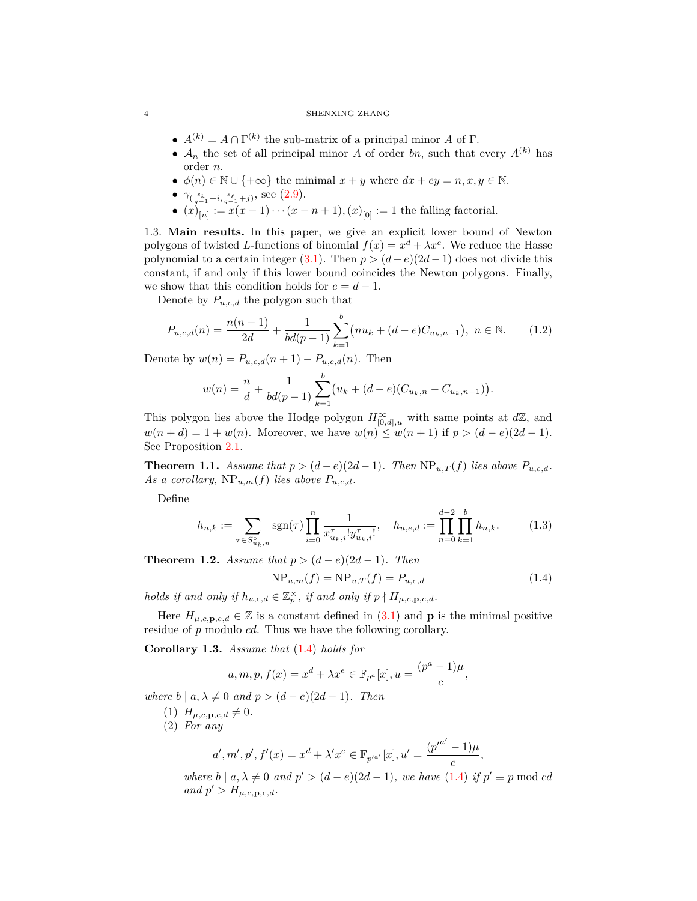- $A^{(k)} = A \cap \Gamma^{(k)}$ the sub-matrix of a principal minor $A$ of $\Gamma$.
- $\mathcal{A}_n$ the set of all principal minor $A$ of order $bn$, such that every $A^{(k)}$ has order $n$.
- $\phi(n) \in \mathbb{N} \cup \{+\infty\}$ the minimal $x + y$ where $dx + ey = n, x, y \in \mathbb{N}$.
- $\gamma_{(\frac{s_k}{q-1}+i, \frac{s_\ell}{q-1}+j)}$, see (2.9).
- $(x)_{[n]} := x(x-1)\cdots(x-n+1), (x)_{[0]} := 1$ the falling factorial.

**1.3. Main results.** In this paper, we give an explicit lower bound of Newton polygons of twisted $L$-functions of binomial $f(x) = x^d + \lambda x^e$. We reduce the Hasse polynomial to a certain integer (3.1). Then $p > (d-e)(2d-1)$ does not divide this constant, if and only if this lower bound coincides the Newton polygons. Finally, we show that this condition holds for $e = d - 1$.

Denote by $P_{u,e,d}$ the polygon such that

$$P_{u,e,d}(n) = \frac{n(n-1)}{2d} + \frac{1}{bd(p-1)} \sum_{k=1}^{b} \big(nu_k + (d-e)C_{u_k,n-1}\big), \ n \in \mathbb{N}. \tag{1.2}$$

Denote by $w(n) = P_{u,e,d}(n+1) - P_{u,e,d}(n)$. Then

$$w(n) = \frac{n}{d} + \frac{1}{bd(p-1)} \sum_{k=1}^{b} \big(u_k + (d-e)(C_{u_k,n} - C_{u_k,n-1})\big).$$

This polygon lies above the Hodge polygon $H^{\infty}_{[0,d],u}$ with same points at $d\mathbb{Z}$, and $w(n+d) = 1 + w(n)$. Moreover, we have $w(n) \le w(n+1)$ if $p > (d-e)(2d-1)$. See Proposition 2.1.

**Theorem 1.1.** *Assume that $p > (d-e)(2d-1)$. Then $\mathrm{NP}_{u,T}(f)$ lies above $P_{u,e,d}$. As a corollary, $\mathrm{NP}_{u,m}(f)$ lies above $P_{u,e,d}$.*

Define

$$h_{n,k} := \sum_{\tau \in S^{\circ}_{u_k,n}} \mathrm{sgn}(\tau) \prod_{i=0}^{n} \frac{1}{x^{\tau}_{u_k,i}! y^{\tau}_{u_k,i}!}, \quad h_{u,e,d} := \prod_{n=0}^{d-2} \prod_{k=1}^{b} h_{n,k}. \tag{1.3}$$

**Theorem 1.2.** *Assume that $p > (d-e)(2d-1)$. Then*

$$\mathrm{NP}_{u,m}(f) = \mathrm{NP}_{u,T}(f) = P_{u,e,d} \tag{1.4}$$

*holds if and only if $h_{u,e,d} \in \mathbb{Z}_p^{\times}$, if and only if $p \nmid H_{\mu,c,\mathbf{p},e,d}$.*

Here $H_{\mu,c,\mathbf{p},e,d} \in \mathbb{Z}$ is a constant defined in (3.1) and $\mathbf{p}$ is the minimal positive residue of $p$ modulo $cd$. Thus we have the following corollary.

**Corollary 1.3.** *Assume that (1.4) holds for*

$$a, m, p, f(x) = x^d + \lambda x^e \in \mathbb{F}_{p^a}[x], u = \frac{(p^a - 1)\mu}{c},$$

*where $b \mid a, \lambda \neq 0$ and $p > (d-e)(2d-1)$. Then*

1. *$H_{\mu,c,\mathbf{p},e,d} \neq 0$.*
2. *For any*

$$a', m', p', f'(x) = x^d + \lambda' x^e \in \mathbb{F}_{p'^{a'}}[x], u' = \frac{(p'^{a'} - 1)\mu}{c},$$

*where $b \mid a, \lambda \neq 0$ and $p' > (d-e)(2d-1)$, we have (1.4) if $p' \equiv p \bmod cd$ and $p' > H_{\mu,c,\mathbf{p},e,d}$.*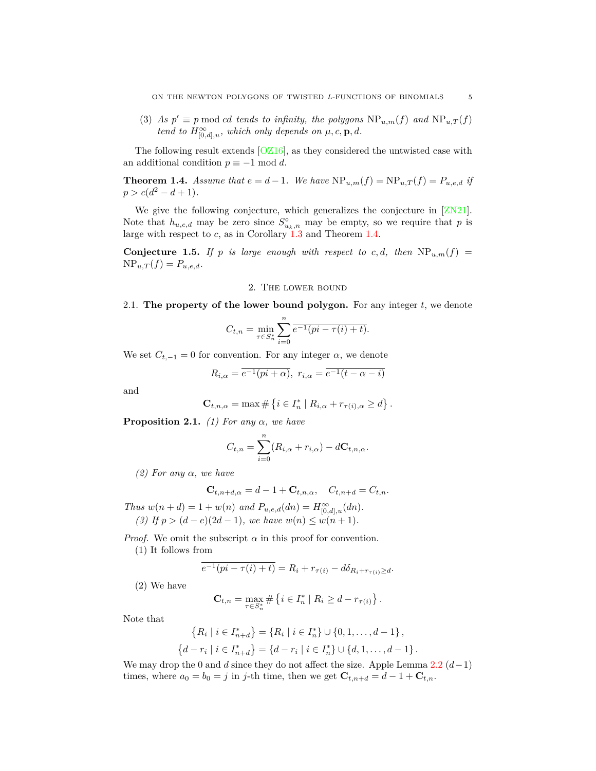(3) *As $p' \equiv p \bmod cd$ tends to infinity, the polygons $\mathrm{NP}_{u,m}(f)$ and $\mathrm{NP}_{u,T}(f)$ tend to $H^{\infty}_{[0,d],u}$, which only depends on $\mu, c, \mathbf{p}, d$.*

The following result extends [OZ16], as they considered the untwisted case with an additional condition $p \equiv -1 \bmod d$.

**Theorem 1.4.** *Assume that $e = d-1$. We have $\mathrm{NP}_{u,m}(f) = \mathrm{NP}_{u,T}(f) = P_{u,e,d}$ if $p > c(d^2 - d + 1)$.*

We give the following conjecture, which generalizes the conjecture in [ZN21]. Note that $h_{u,e,d}$ may be zero since $S^{\circ}_{u_k,n}$ may be empty, so we require that $p$ is large with respect to $c$, as in Corollary 1.3 and Theorem 1.4.

**Conjecture 1.5.** *If $p$ is large enough with respect to $c, d$, then $\mathrm{NP}_{u,m}(f) = \mathrm{NP}_{u,T}(f) = P_{u,e,d}$.*

## 2. The lower bound

### 2.1. The property of the lower bound polygon.

For any integer $t$, we denote

$$C_{t,n} = \min_{\tau \in S_n^*} \sum_{i=0}^{n} \overline{e^{-1}(pi - \tau(i) + t)}.$$

We set $C_{t,-1} = 0$ for convention. For any integer $\alpha$, we denote

$$R_{i,\alpha} = \overline{e^{-1}(pi + \alpha)},\ r_{i,\alpha} = \overline{e^{-1}(t - \alpha - i)}$$

and

$$\mathbf{C}_{t,n,\alpha} = \max \# \left\{ i \in I_n^* \mid R_{i,\alpha} + r_{\tau(i),\alpha} \geq d \right\}.$$

**Proposition 2.1.** *(1) For any $\alpha$, we have*

$$C_{t,n} = \sum_{i=0}^{n} (R_{i,\alpha} + r_{i,\alpha}) - d\mathbf{C}_{t,n,\alpha}.$$

*(2) For any $\alpha$, we have*

$$\mathbf{C}_{t,n+d,\alpha} = d - 1 + \mathbf{C}_{t,n,\alpha}, \quad C_{t,n+d} = C_{t,n}.$$

*Thus $w(n+d) = 1 + w(n)$ and $P_{u,e,d}(dn) = H^{\infty}_{[0,d],u}(dn)$.*

*(3) If $p > (d-e)(2d-1)$, we have $w(n) \leq w(n+1)$.*

*Proof.* We omit the subscript $\alpha$ in this proof for convention.

(1) It follows from

$$\overline{e^{-1}(pi - \tau(i) + t)} = R_i + r_{\tau(i)} - d\delta_{R_i + r_{\tau(i)} \geq d}.$$

(2) We have

$$\mathbf{C}_{t,n} = \max_{\tau \in S_n^*} \# \left\{ i \in I_n^* \mid R_i \geq d - r_{\tau(i)} \right\}.$$

Note that

$$\left\{ R_i \mid i \in I_{n+d}^* \right\} = \left\{ R_i \mid i \in I_n^* \right\} \cup \{0, 1, \ldots, d-1\},$$
$$\left\{ d - r_i \mid i \in I_{n+d}^* \right\} = \left\{ d - r_i \mid i \in I_n^* \right\} \cup \{d, 1, \ldots, d-1\}.$$

We may drop the 0 and $d$ since they do not affect the size. Apple Lemma 2.2 $(d-1)$ times, where $a_0 = b_0 = j$ in $j$-th time, then we get $\mathbf{C}_{t,n+d} = d - 1 + \mathbf{C}_{t,n}$.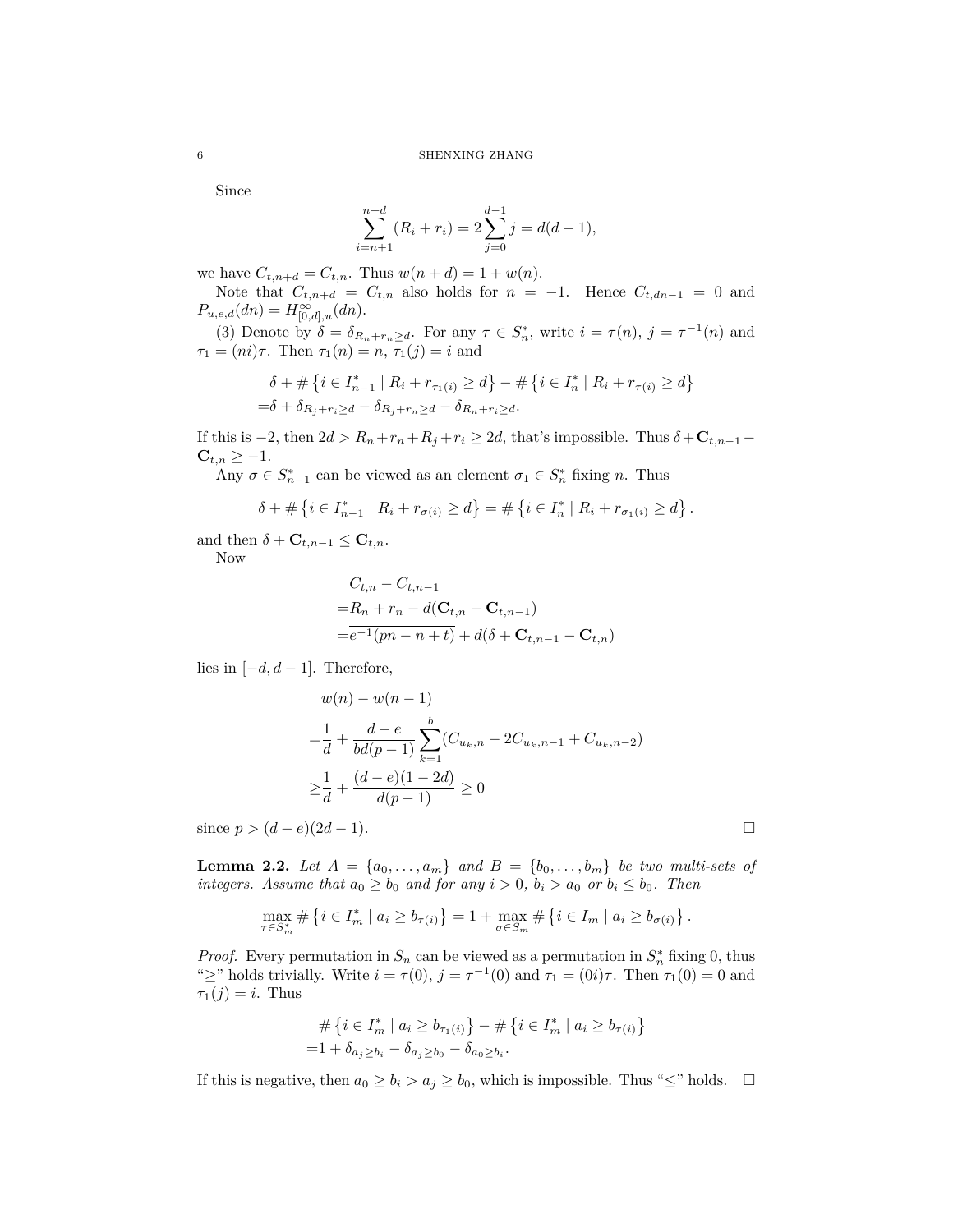Since

$$\sum_{i=n+1}^{n+d}(R_i + r_i) = 2\sum_{j=0}^{d-1} j = d(d-1),$$

we have $C_{t,n+d} = C_{t,n}$. Thus $w(n+d) = 1 + w(n)$.

Note that $C_{t,n+d} = C_{t,n}$ also holds for $n = -1$. Hence $C_{t,dn-1} = 0$ and $P_{u,e,d}(dn) = H^{\infty}_{[0,d],u}(dn)$.

(3) Denote by $\delta = \delta_{R_n + r_n \geq d}$. For any $\tau \in S_n^*$, write $i = \tau(n)$, $j = \tau^{-1}(n)$ and $\tau_1 = (ni)\tau$. Then $\tau_1(n) = n$, $\tau_1(j) = i$ and

$$\begin{aligned}
&\delta + \#\left\{i \in I_{n-1}^* \mid R_i + r_{\tau_1(i)} \geq d\right\} - \#\left\{i \in I_n^* \mid R_i + r_{\tau(i)} \geq d\right\} \\
=&\delta + \delta_{R_j + r_i \geq d} - \delta_{R_j + r_n \geq d} - \delta_{R_n + r_i \geq d}.
\end{aligned}$$

If this is $-2$, then $2d > R_n + r_n + R_j + r_i \geq 2d$, that's impossible. Thus $\delta + \mathbf{C}_{t,n-1} - \mathbf{C}_{t,n} \geq -1$.

Any $\sigma \in S_{n-1}^*$ can be viewed as an element $\sigma_1 \in S_n^*$ fixing $n$. Thus

$$\delta + \#\left\{i \in I_{n-1}^* \mid R_i + r_{\sigma(i)} \geq d\right\} = \#\left\{i \in I_n^* \mid R_i + r_{\sigma_1(i)} \geq d\right\}.$$

and then $\delta + \mathbf{C}_{t,n-1} \leq \mathbf{C}_{t,n}$.

Now

$$\begin{aligned}
&C_{t,n} - C_{t,n-1} \\
=&R_n + r_n - d(\mathbf{C}_{t,n} - \mathbf{C}_{t,n-1}) \\
=&\overline{e^{-1}(pn - n + t)} + d(\delta + \mathbf{C}_{t,n-1} - \mathbf{C}_{t,n})
\end{aligned}$$

lies in $[-d, d-1]$. Therefore,

$$\begin{aligned}
&w(n) - w(n-1) \\
=&\frac{1}{d} + \frac{d-e}{bd(p-1)}\sum_{k=1}^{b}(C_{u_k,n} - 2C_{u_k,n-1} + C_{u_k,n-2}) \\
\geq&\frac{1}{d} + \frac{(d-e)(1-2d)}{d(p-1)} \geq 0
\end{aligned}$$

since $p > (d-e)(2d-1)$. $\square$

**Lemma 2.2.** *Let $A = \{a_0, \ldots, a_m\}$ and $B = \{b_0, \ldots, b_m\}$ be two multi-sets of integers. Assume that $a_0 \geq b_0$ and for any $i > 0$, $b_i > a_0$ or $b_i \leq b_0$. Then*

$$\max_{\tau \in S_m^*} \#\left\{i \in I_m^* \mid a_i \geq b_{\tau(i)}\right\} = 1 + \max_{\sigma \in S_m} \#\left\{i \in I_m \mid a_i \geq b_{\sigma(i)}\right\}.$$

*Proof.* Every permutation in $S_n$ can be viewed as a permutation in $S_n^*$ fixing $0$, thus "$\geq$" holds trivially. Write $i = \tau(0)$, $j = \tau^{-1}(0)$ and $\tau_1 = (0i)\tau$. Then $\tau_1(0) = 0$ and $\tau_1(j) = i$. Thus

$$\begin{aligned}
&\#\left\{i \in I_m^* \mid a_i \geq b_{\tau_1(i)}\right\} - \#\left\{i \in I_m^* \mid a_i \geq b_{\tau(i)}\right\} \\
=&1 + \delta_{a_j \geq b_i} - \delta_{a_j \geq b_0} - \delta_{a_0 \geq b_i}.
\end{aligned}$$

If this is negative, then $a_0 \geq b_i > a_j \geq b_0$, which is impossible. Thus "$\leq$" holds. $\square$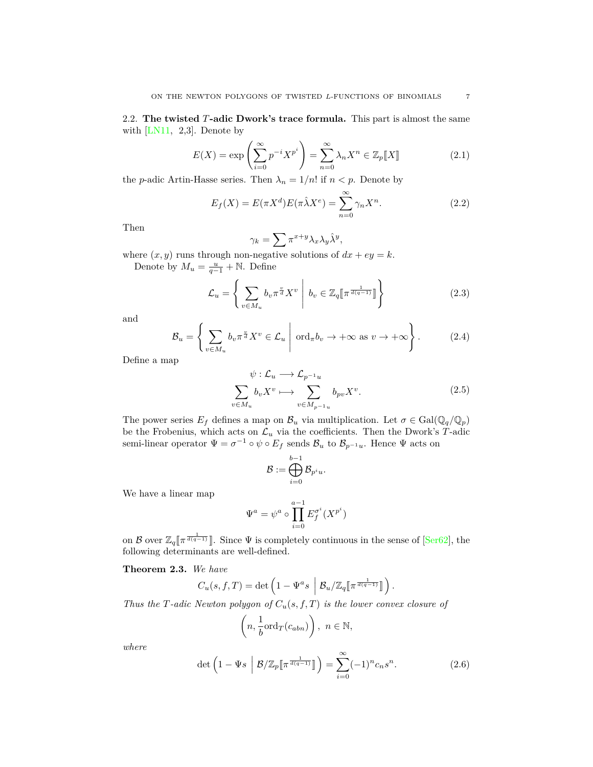2.2. **The twisted $T$-adic Dwork's trace formula.** This part is almost the same with [LN11, 2,3]. Denote by

$$E(X) = \exp\left(\sum_{i=0}^{\infty} p^{-i} X^{p^i}\right) = \sum_{n=0}^{\infty} \lambda_n X^n \in \mathbb{Z}_p[\![X]\!] \tag{2.1}$$

the $p$-adic Artin-Hasse series. Then $\lambda_n = 1/n!$ if $n < p$. Denote by

$$E_f(X) = E(\pi X^d) E(\pi \hat{\lambda} X^e) = \sum_{n=0}^{\infty} \gamma_n X^n. \tag{2.2}$$

Then

$$\gamma_k = \sum \pi^{x+y} \lambda_x \lambda_y \hat{\lambda}^y,$$

where $(x, y)$ runs through non-negative solutions of $dx + ey = k$.

Denote by $M_u = \frac{u}{q-1} + \mathbb{N}$. Define

$$\mathcal{L}_u = \left\{ \sum_{v \in M_u} b_v \pi^{\frac{v}{d}} X^v \;\middle|\; b_v \in \mathbb{Z}_q[\![\pi^{\frac{1}{d(q-1)}}]\!] \right\} \tag{2.3}$$

and

$$\mathcal{B}_u = \left\{ \sum_{v \in M_u} b_v \pi^{\frac{v}{d}} X^v \in \mathcal{L}_u \;\middle|\; \mathrm{ord}_\pi b_v \to +\infty \text{ as } v \to +\infty \right\}. \tag{2.4}$$

Define a map

$$\begin{aligned} \psi : \mathcal{L}_u &\longrightarrow \mathcal{L}_{p^{-1}u} \\ \sum_{v \in M_u} b_v X^v &\longmapsto \sum_{v \in M_{p^{-1}u}} b_{pv} X^v. \end{aligned} \tag{2.5}$$

The power series $E_f$ defines a map on $\mathcal{B}_u$ via multiplication. Let $\sigma \in \mathrm{Gal}(\mathbb{Q}_q/\mathbb{Q}_p)$ be the Frobenius, which acts on $\mathcal{L}_u$ via the coefficients. Then the Dwork's $T$-adic semi-linear operator $\Psi = \sigma^{-1} \circ \psi \circ E_f$ sends $\mathcal{B}_u$ to $\mathcal{B}_{p^{-1}u}$. Hence $\Psi$ acts on

$$\mathcal{B} := \bigoplus_{i=0}^{b-1} \mathcal{B}_{p^i u}.$$

We have a linear map

$$\Psi^a = \psi^a \circ \prod_{i=0}^{a-1} E_f^{\sigma^i}(X^{p^i})$$

on $\mathcal{B}$ over $\mathbb{Z}_q[\![\pi^{\frac{1}{d(q-1)}}]\!]$. Since $\Psi$ is completely continuous in the sense of [Ser62], the following determinants are well-defined.

**Theorem 2.3.** *We have*

$$C_u(s, f, T) = \det\left(1 - \Psi^a s \;\middle|\; \mathcal{B}_u / \mathbb{Z}_q[\![\pi^{\frac{1}{d(q-1)}}]\!]\right).$$

*Thus the $T$-adic Newton polygon of $C_u(s, f, T)$ is the lower convex closure of*

$$\left(n, \frac{1}{b}\mathrm{ord}_T(c_{abn})\right),\ n \in \mathbb{N},$$

*where*

$$\det\left(1 - \Psi s \;\middle|\; \mathcal{B}/\mathbb{Z}_p[\![\pi^{\frac{1}{d(q-1)}}]\!]\right) = \sum_{i=0}^{\infty} (-1)^n c_n s^n. \tag{2.6}$$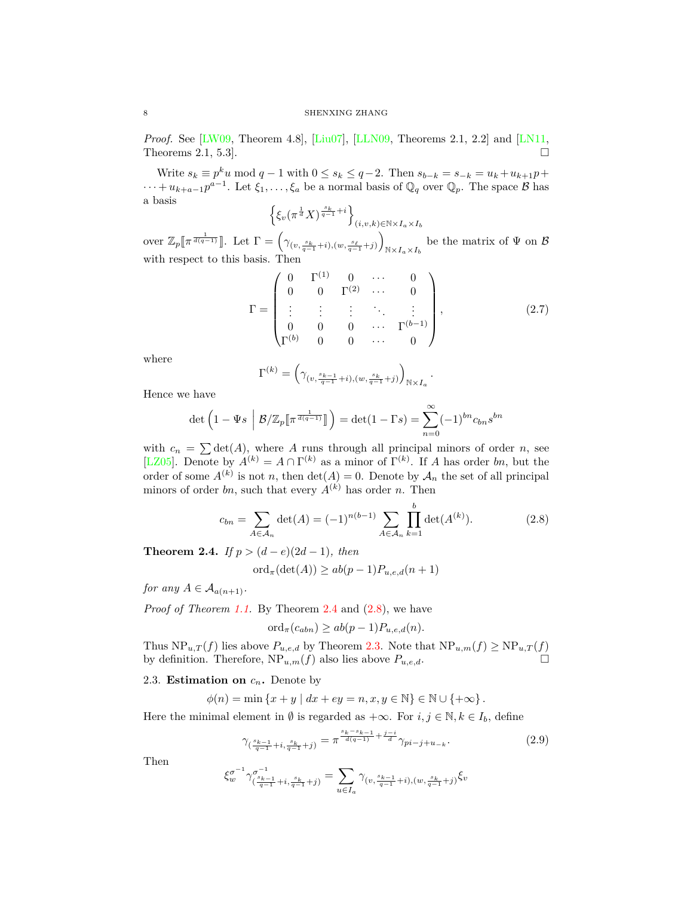*Proof.* See [LW09, Theorem 4.8], [Liu07], [LLN09, Theorems 2.1, 2.2] and [LN11, Theorems 2.1, 5.3]. □

Write $s_k \equiv p^k u \bmod q-1$ with $0 \le s_k \le q-2$. Then $s_{b-k} = s_{-k} = u_k + u_{k+1}p + \cdots + u_{k+a-1}p^{a-1}$. Let $\xi_1, \ldots, \xi_a$ be a normal basis of $\mathbb{Q}_q$ over $\mathbb{Q}_p$. The space $\mathcal{B}$ has a basis

$$\left\{ \xi_v (\pi^{\frac{1}{d}} X)^{\frac{s_k}{q-1}+i} \right\}_{(i,v,k)\in \mathbb{N}\times I_a \times I_b}$$

over $\mathbb{Z}_p[\![\pi^{\frac{1}{d(q-1)}}]\!]$. Let $\Gamma = \left(\gamma_{(v,\frac{s_k}{q-1}+i),(w,\frac{s_\ell}{q-1}+j)}\right)_{\mathbb{N}\times I_a\times I_b}$ be the matrix of $\Psi$ on $\mathcal{B}$ with respect to this basis. Then

$$\Gamma = \begin{pmatrix} 0 & \Gamma^{(1)} & 0 & \cdots & 0 \\ 0 & 0 & \Gamma^{(2)} & \cdots & 0 \\ \vdots & \vdots & \vdots & \ddots & \vdots \\ 0 & 0 & 0 & \cdots & \Gamma^{(b-1)} \\ \Gamma^{(b)} & 0 & 0 & \cdots & 0 \end{pmatrix}, \tag{2.7}$$

where

$$\Gamma^{(k)} = \left(\gamma_{(v,\frac{s_{k-1}}{q-1}+i),(w,\frac{s_k}{q-1}+j)}\right)_{\mathbb{N}\times I_a}.$$

Hence we have

$$\det\left(1 - \Psi s \;\middle|\; \mathcal{B}/\mathbb{Z}_p[\![\pi^{\frac{1}{d(q-1)}}]\!]\right) = \det(1-\Gamma s) = \sum_{n=0}^{\infty} (-1)^{bn} c_{bn} s^{bn}$$

with $c_n = \sum \det(A)$, where $A$ runs through all principal minors of order $n$, see [LZ05]. Denote by $A^{(k)} = A \cap \Gamma^{(k)}$ as a minor of $\Gamma^{(k)}$. If $A$ has order $bn$, but the order of some $A^{(k)}$ is not $n$, then $\det(A) = 0$. Denote by $\mathcal{A}_n$ the set of all principal minors of order $bn$, such that every $A^{(k)}$ has order $n$. Then

$$c_{bn} = \sum_{A\in\mathcal{A}_n} \det(A) = (-1)^{n(b-1)} \sum_{A\in\mathcal{A}_n} \prod_{k=1}^{b} \det(A^{(k)}). \tag{2.8}$$

**Theorem 2.4.** *If $p > (d-e)(2d-1)$, then*

$$\operatorname{ord}_\pi(\det(A)) \ge ab(p-1)P_{u,e,d}(n+1)$$

*for any $A \in \mathcal{A}_{a(n+1)}$.*

*Proof of Theorem 1.1.* By Theorem 2.4 and (2.8), we have

$$\operatorname{ord}_\pi(c_{abn}) \ge ab(p-1)P_{u,e,d}(n).$$

Thus $\mathrm{NP}_{u,T}(f)$ lies above $P_{u,e,d}$ by Theorem 2.3. Note that $\mathrm{NP}_{u,m}(f) \ge \mathrm{NP}_{u,T}(f)$ by definition. Therefore, $\mathrm{NP}_{u,m}(f)$ also lies above $P_{u,e,d}$. □

### 2.3. Estimation on $c_n$.

Denote by

$$\phi(n) = \min\left\{x + y \mid dx + ey = n, x, y \in \mathbb{N}\right\} \in \mathbb{N} \cup \{+\infty\}.$$

Here the minimal element in $\emptyset$ is regarded as $+\infty$. For $i, j \in \mathbb{N}, k \in I_b$, define

$$\gamma_{(\frac{s_{k-1}}{q-1}+i,\frac{s_k}{q-1}+j)} = \pi^{\frac{s_k - s_{k-1}}{d(q-1)} + \frac{j-i}{d}} \gamma_{pi-j+u_{-k}}. \tag{2.9}$$

Then

$$\xi_w^{\sigma^{-1}} \gamma^{\sigma^{-1}}_{(\frac{s_{k-1}}{q-1}+i,\frac{s_k}{q-1}+j)} = \sum_{u\in I_a} \gamma_{(v,\frac{s_{k-1}}{q-1}+i),(w,\frac{s_k}{q-1}+j)} \xi_v$$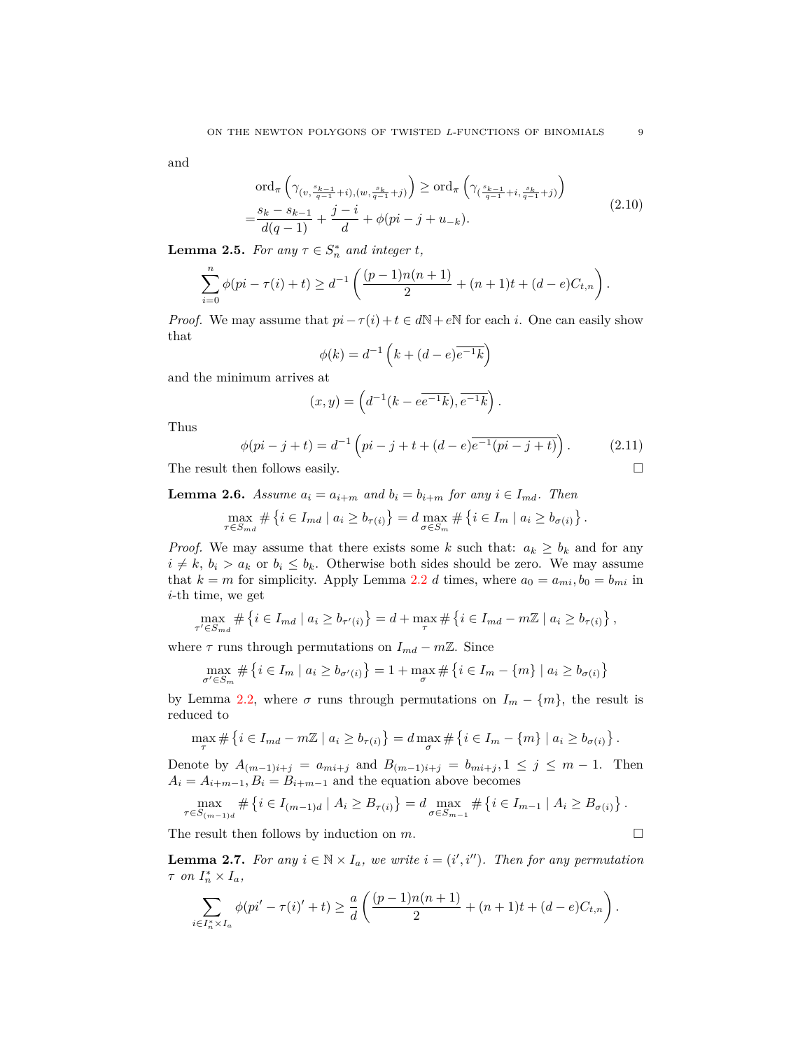and

$$
\begin{aligned}
&\operatorname{ord}_\pi\left(\gamma_{(v,\frac{s_{k-1}}{q-1}+i),(w,\frac{s_k}{q-1}+j)}\right) \geq \operatorname{ord}_\pi\left(\gamma_{(\frac{s_{k-1}}{q-1}+i,\frac{s_k}{q-1}+j)}\right) \\
=&\frac{s_k - s_{k-1}}{d(q-1)} + \frac{j-i}{d} + \phi(pi - j + u_{-k}).
\end{aligned}
\tag{2.10}
$$

**Lemma 2.5.** *For any $\tau \in S_n^*$ and integer $t$,*

$$
\sum_{i=0}^{n} \phi(pi - \tau(i) + t) \geq d^{-1}\left(\frac{(p-1)n(n+1)}{2} + (n+1)t + (d-e)C_{t,n}\right).
$$

*Proof.* We may assume that $pi - \tau(i) + t \in d\mathbb{N} + e\mathbb{N}$ for each $i$. One can easily show that

$$
\phi(k) = d^{-1}\left(k + (d-e)\overline{e^{-1}k}\right)
$$

and the minimum arrives at

$$
(x,y) = \left(d^{-1}(k - e\overline{e^{-1}k}), \overline{e^{-1}k}\right).
$$

Thus

$$
\phi(pi - j + t) = d^{-1}\left(pi - j + t + (d-e)\overline{e^{-1}(pi - j + t)}\right).
\tag{2.11}
$$

The result then follows easily. $\square$

**Lemma 2.6.** *Assume $a_i = a_{i+m}$ and $b_i = b_{i+m}$ for any $i \in I_{md}$. Then*

$$
\max_{\tau \in S_{md}} \#\left\{i \in I_{md} \mid a_i \geq b_{\tau(i)}\right\} = d \max_{\sigma \in S_m} \#\left\{i \in I_m \mid a_i \geq b_{\sigma(i)}\right\}.
$$

*Proof.* We may assume that there exists some $k$ such that: $a_k \geq b_k$ and for any $i \neq k$, $b_i > a_k$ or $b_i \leq b_k$. Otherwise both sides should be zero. We may assume that $k = m$ for simplicity. Apply Lemma 2.2 $d$ times, where $a_0 = a_{mi}, b_0 = b_{mi}$ in $i$-th time, we get

$$
\max_{\tau' \in S_{md}} \#\left\{i \in I_{md} \mid a_i \geq b_{\tau'(i)}\right\} = d + \max_{\tau} \#\left\{i \in I_{md} - m\mathbb{Z} \mid a_i \geq b_{\tau(i)}\right\},
$$

where $\tau$ runs through permutations on $I_{md} - m\mathbb{Z}$. Since

$$
\max_{\sigma' \in S_m} \#\left\{i \in I_m \mid a_i \geq b_{\sigma'(i)}\right\} = 1 + \max_{\sigma} \#\left\{i \in I_m - \{m\} \mid a_i \geq b_{\sigma(i)}\right\}
$$

by Lemma 2.2, where $\sigma$ runs through permutations on $I_m - \{m\}$, the result is reduced to

$$
\max_{\tau} \#\left\{i \in I_{md} - m\mathbb{Z} \mid a_i \geq b_{\tau(i)}\right\} = d \max_{\sigma} \#\left\{i \in I_m - \{m\} \mid a_i \geq b_{\sigma(i)}\right\}.
$$

Denote by $A_{(m-1)i+j} = a_{mi+j}$ and $B_{(m-1)i+j} = b_{mi+j}, 1 \leq j \leq m-1$. Then $A_i = A_{i+m-1}, B_i = B_{i+m-1}$ and the equation above becomes

$$
\max_{\tau \in S_{(m-1)d}} \#\left\{i \in I_{(m-1)d} \mid A_i \geq B_{\tau(i)}\right\} = d \max_{\sigma \in S_{m-1}} \#\left\{i \in I_{m-1} \mid A_i \geq B_{\sigma(i)}\right\}.
$$

The result then follows by induction on $m$. $\square$

**Lemma 2.7.** *For any $i \in \mathbb{N} \times I_a$, we write $i = (i', i'')$. Then for any permutation $\tau$ on $I_n^* \times I_a$,*

$$
\sum_{i \in I_n^* \times I_a} \phi(pi' - \tau(i)' + t) \geq \frac{a}{d}\left(\frac{(p-1)n(n+1)}{2} + (n+1)t + (d-e)C_{t,n}\right).
$$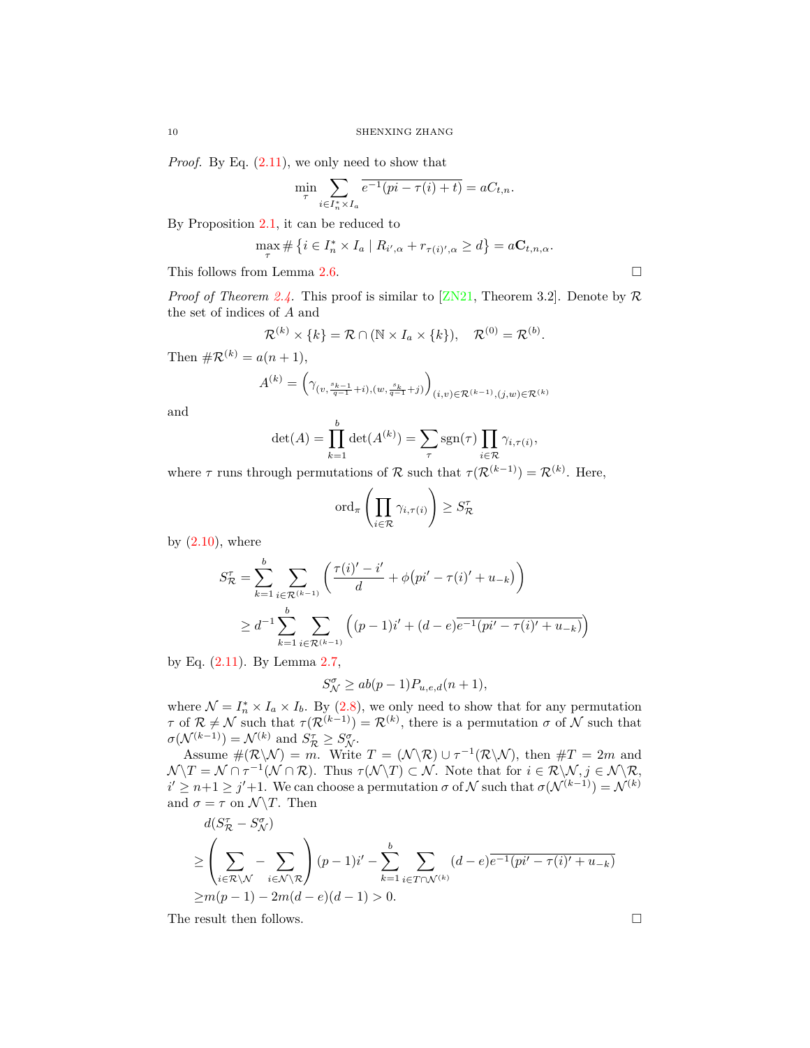*Proof.* By Eq. (2.11), we only need to show that

$$\min_{\tau} \sum_{i \in I_n^* \times I_a} \overline{e^{-1}(pi - \tau(i) + t)} = aC_{t,n}.$$

By Proposition 2.1, it can be reduced to

$$\max_{\tau} \# \left\{ i \in I_n^* \times I_a \mid R_{i',\alpha} + r_{\tau(i)',\alpha} \geq d \right\} = a\mathbf{C}_{t,n,\alpha}.$$

This follows from Lemma 2.6. $\square$

*Proof of Theorem 2.4.* This proof is similar to [ZN21, Theorem 3.2]. Denote by $\mathcal{R}$ the set of indices of $A$ and

$$\mathcal{R}^{(k)} \times \{k\} = \mathcal{R} \cap (\mathbb{N} \times I_a \times \{k\}), \quad \mathcal{R}^{(0)} = \mathcal{R}^{(b)}.$$

Then $\#\mathcal{R}^{(k)} = a(n+1)$,

$$A^{(k)} = \left( \gamma_{(v, \frac{s_{k-1}}{q-1}+i),(w, \frac{s_k}{q-1}+j)} \right)_{(i,v) \in \mathcal{R}^{(k-1)}, (j,w) \in \mathcal{R}^{(k)}}$$

and

$$\det(A) = \prod_{k=1}^{b} \det(A^{(k)}) = \sum_{\tau} \operatorname{sgn}(\tau) \prod_{i \in \mathcal{R}} \gamma_{i,\tau(i)},$$

where $\tau$ runs through permutations of $\mathcal{R}$ such that $\tau(\mathcal{R}^{(k-1)}) = \mathcal{R}^{(k)}$. Here,

$$\operatorname{ord}_{\pi} \left( \prod_{i \in \mathcal{R}} \gamma_{i,\tau(i)} \right) \geq S_{\mathcal{R}}^{\tau}$$

by (2.10), where

$$\begin{aligned}
S_{\mathcal{R}}^{\tau} &= \sum_{k=1}^{b} \sum_{i \in \mathcal{R}^{(k-1)}} \left( \frac{\tau(i)' - i'}{d} + \phi\big(pi' - \tau(i)' + u_{-k}\big) \right) \\
&\geq d^{-1} \sum_{k=1}^{b} \sum_{i \in \mathcal{R}^{(k-1)}} \left( (p-1)i' + (d-e)\overline{e^{-1}(pi' - \tau(i)' + u_{-k})} \right)
\end{aligned}$$

by Eq. (2.11). By Lemma 2.7,

$$S_{\mathcal{N}}^{\sigma} \geq ab(p-1)P_{u,e,d}(n+1),$$

where $\mathcal{N} = I_n^* \times I_a \times I_b$. By (2.8), we only need to show that for any permutation $\tau$ of $\mathcal{R} \neq \mathcal{N}$ such that $\tau(\mathcal{R}^{(k-1)}) = \mathcal{R}^{(k)}$, there is a permutation $\sigma$ of $\mathcal{N}$ such that $\sigma(\mathcal{N}^{(k-1)}) = \mathcal{N}^{(k)}$ and $S_{\mathcal{R}}^{\tau} \geq S_{\mathcal{N}}^{\sigma}$.

Assume $\#(\mathcal{R} \backslash \mathcal{N}) = m$. Write $T = (\mathcal{N} \backslash \mathcal{R}) \cup \tau^{-1}(\mathcal{R} \backslash \mathcal{N})$, then $\#T = 2m$ and $\mathcal{N} \backslash T = \mathcal{N} \cap \tau^{-1}(\mathcal{N} \cap \mathcal{R})$. Thus $\tau(\mathcal{N} \backslash T) \subset \mathcal{N}$. Note that for $i \in \mathcal{R} \backslash \mathcal{N}, j \in \mathcal{N} \backslash \mathcal{R}$, $i' \geq n+1 \geq j'+1$. We can choose a permutation $\sigma$ of $\mathcal{N}$ such that $\sigma(\mathcal{N}^{(k-1)}) = \mathcal{N}^{(k)}$ and $\sigma = \tau$ on $\mathcal{N} \backslash T$. Then

$$\begin{aligned}
&d(S_{\mathcal{R}}^{\tau} - S_{\mathcal{N}}^{\sigma}) \\
\geq &\left( \sum_{i \in \mathcal{R} \backslash \mathcal{N}} - \sum_{i \in \mathcal{N} \backslash \mathcal{R}} \right) (p-1)i' - \sum_{k=1}^{b} \sum_{i \in T \cap \mathcal{N}^{(k)}} (d-e)\overline{e^{-1}(pi' - \tau(i)' + u_{-k})} \\
\geq &m(p-1) - 2m(d-e)(d-1) > 0.
\end{aligned}$$

The result then follows. $\square$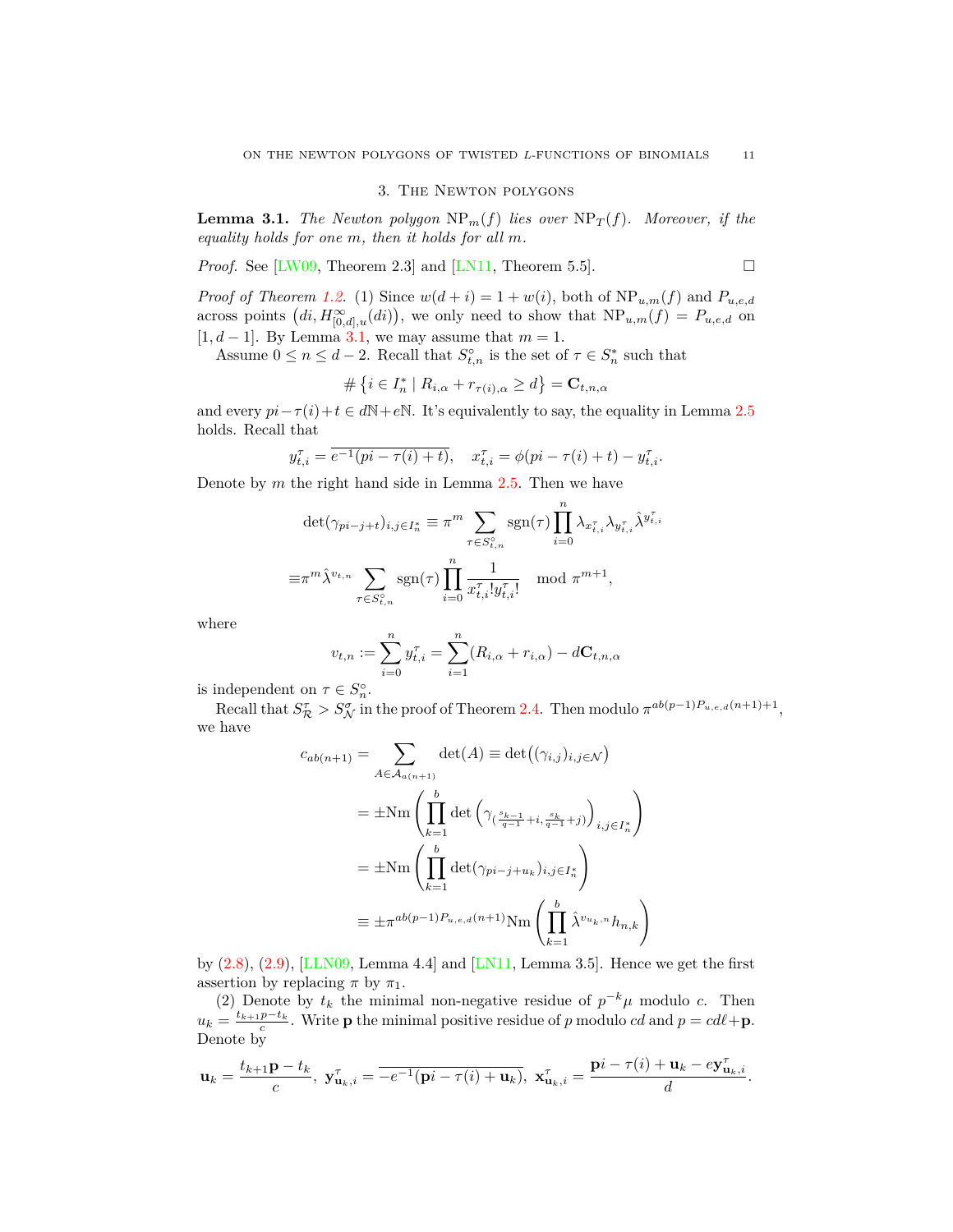## 3. The Newton polygons

**Lemma 3.1.** *The Newton polygon $\mathrm{NP}_m(f)$ lies over $\mathrm{NP}_T(f)$. Moreover, if the equality holds for one $m$, then it holds for all $m$.*

*Proof.* See [LW09, Theorem 2.3] and [LN11, Theorem 5.5]. □

*Proof of Theorem 1.2.* (1) Since $w(d+i) = 1 + w(i)$, both of $\mathrm{NP}_{u,m}(f)$ and $P_{u,e,d}$ across points $\left(di, H^{\infty}_{[0,d],u}(di)\right)$, we only need to show that $\mathrm{NP}_{u,m}(f) = P_{u,e,d}$ on $[1, d-1]$. By Lemma 3.1, we may assume that $m = 1$.

Assume $0 \leq n \leq d-2$. Recall that $S^{\circ}_{t,n}$ is the set of $\tau \in S^*_n$ such that

$$\#\left\{i \in I^*_n \mid R_{i,\alpha} + r_{\tau(i),\alpha} \geq d\right\} = \mathbf{C}_{t,n,\alpha}$$

and every $pi - \tau(i) + t \in d\mathbb{N} + e\mathbb{N}$. It's equivalently to say, the equality in Lemma 2.5 holds. Recall that

$$y^{\tau}_{t,i} = \overline{e^{-1}(pi - \tau(i) + t)}, \quad x^{\tau}_{t,i} = \phi(pi - \tau(i) + t) - y^{\tau}_{t,i}.$$

Denote by $m$ the right hand side in Lemma 2.5. Then we have

$$\det(\gamma_{pi-j+t})_{i,j \in I^*_n} \equiv \pi^m \sum_{\tau \in S^{\circ}_{t,n}} \mathrm{sgn}(\tau) \prod_{i=0}^{n} \lambda_{x^{\tau}_{t,i}} \lambda_{y^{\tau}_{t,i}} \hat{\lambda}^{y^{\tau}_{t,i}}$$

$$\equiv \pi^m \hat{\lambda}^{v_{t,n}} \sum_{\tau \in S^{\circ}_{t,n}} \mathrm{sgn}(\tau) \prod_{i=0}^{n} \frac{1}{x^{\tau}_{t,i}! y^{\tau}_{t,i}!} \mod \pi^{m+1},$$

where

$$v_{t,n} := \sum_{i=0}^{n} y^{\tau}_{t,i} = \sum_{i=1}^{n} (R_{i,\alpha} + r_{i,\alpha}) - d\mathbf{C}_{t,n,\alpha}$$

is independent on $\tau \in S^{\circ}_n$.

Recall that $S^{\tau}_{\mathcal{R}} > S^{\sigma}_{\mathcal{N}}$ in the proof of Theorem 2.4. Then modulo $\pi^{ab(p-1)P_{u,e,d}(n+1)+1}$, we have

$$\begin{aligned}
c_{ab(n+1)} &= \sum_{A \in \mathcal{A}_{a(n+1)}} \det(A) \equiv \det\big((\gamma_{i,j})_{i,j \in \mathcal{N}}\big) \\
&= \pm \mathrm{Nm}\left(\prod_{k=1}^{b} \det\left(\gamma_{(\frac{s_{k-1}}{q-1}+i, \frac{s_k}{q-1}+j)}\right)_{i,j \in I^*_n}\right) \\
&= \pm \mathrm{Nm}\left(\prod_{k=1}^{b} \det(\gamma_{pi-j+u_k})_{i,j \in I^*_n}\right) \\
&\equiv \pm \pi^{ab(p-1)P_{u,e,d}(n+1)} \mathrm{Nm}\left(\prod_{k=1}^{b} \hat{\lambda}^{v_{u_k,n}} h_{n,k}\right)
\end{aligned}$$

by (2.8), (2.9), [LLN09, Lemma 4.4] and [LN11, Lemma 3.5]. Hence we get the first assertion by replacing $\pi$ by $\pi_1$.

(2) Denote by $t_k$ the minimal non-negative residue of $p^{-k}\mu$ modulo $c$. Then $u_k = \frac{t_{k+1}p - t_k}{c}$. Write $\mathbf{p}$ the minimal positive residue of $p$ modulo $cd$ and $p = cd\ell + \mathbf{p}$. Denote by

$$\mathbf{u}_k = \frac{t_{k+1}\mathbf{p} - t_k}{c}, \ \mathbf{y}^{\tau}_{\mathbf{u}_k,i} = \overline{-e^{-1}(\mathbf{p}i - \tau(i) + \mathbf{u}_k)}, \ \mathbf{x}^{\tau}_{\mathbf{u}_k,i} = \frac{\mathbf{p}i - \tau(i) + \mathbf{u}_k - e\mathbf{y}^{\tau}_{\mathbf{u}_k,i}}{d}.$$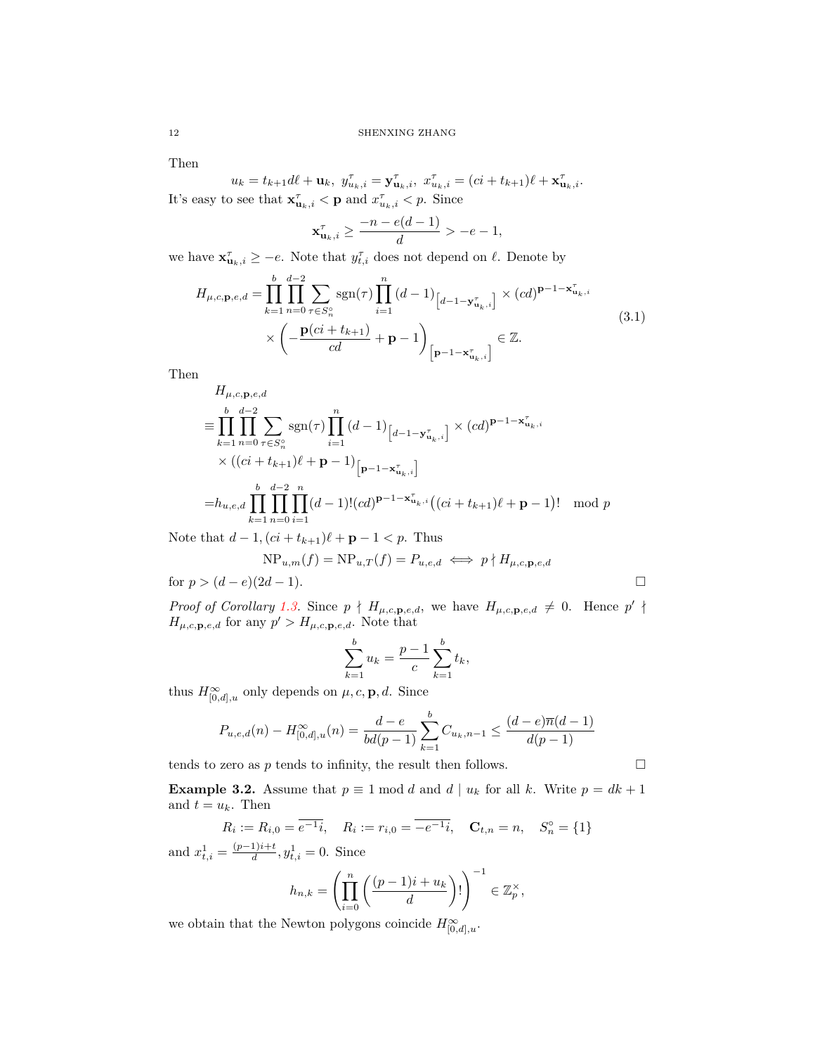Then

$$u_k = t_{k+1}d\ell + \mathbf{u}_k,\ y^\tau_{u_k,i} = \mathbf{y}^\tau_{\mathbf{u}_k,i},\ x^\tau_{u_k,i} = (ci + t_{k+1})\ell + \mathbf{x}^\tau_{\mathbf{u}_k,i}.$$

It's easy to see that $\mathbf{x}^\tau_{\mathbf{u}_k,i} < \mathbf{p}$ and $x^\tau_{u_k,i} < p$. Since

$$\mathbf{x}^\tau_{\mathbf{u}_k,i} \geq \frac{-n - e(d-1)}{d} > -e - 1,$$

we have $\mathbf{x}^\tau_{\mathbf{u}_k,i} \geq -e$. Note that $y^\tau_{t,i}$ does not depend on $\ell$. Denote by

$$\begin{aligned} H_{\mu,c,\mathbf{p},e,d} = &\prod_{k=1}^{b} \prod_{n=0}^{d-2} \sum_{\tau \in S_n^\circ} \operatorname{sgn}(\tau) \prod_{i=1}^{n} (d-1)_{\left[d-1-\mathbf{y}^\tau_{\mathbf{u}_k,i}\right]} \times (cd)^{\mathbf{p}-1-\mathbf{x}^\tau_{\mathbf{u}_k,i}} \\ &\times \left(-\frac{\mathbf{p}(ci+t_{k+1})}{cd} + \mathbf{p} - 1\right)_{\left[\mathbf{p}-1-\mathbf{x}^\tau_{\mathbf{u}_k,i}\right]} \in \mathbb{Z}. \end{aligned} \tag{3.1}$$

Then

$$\begin{aligned} &H_{\mu,c,\mathbf{p},e,d} \\ \equiv &\prod_{k=1}^{b} \prod_{n=0}^{d-2} \sum_{\tau \in S_n^\circ} \operatorname{sgn}(\tau) \prod_{i=1}^{n} (d-1)_{\left[d-1-\mathbf{y}^\tau_{\mathbf{u}_k,i}\right]} \times (cd)^{\mathbf{p}-1-\mathbf{x}^\tau_{\mathbf{u}_k,i}} \\ &\times ((ci+t_{k+1})\ell + \mathbf{p} - 1)_{\left[\mathbf{p}-1-\mathbf{x}^\tau_{\mathbf{u}_k,i}\right]} \\ = &h_{u,e,d} \prod_{k=1}^{b} \prod_{n=0}^{d-2} \prod_{i=1}^{n} (d-1)!(cd)^{\mathbf{p}-1-\mathbf{x}^\tau_{\mathbf{u}_k,i}} \big((ci+t_{k+1})\ell + \mathbf{p} - 1\big)! \mod p \end{aligned}$$

Note that $d-1, (ci+t_{k+1})\ell + \mathbf{p} - 1 < p$. Thus

$$\mathrm{NP}_{u,m}(f) = \mathrm{NP}_{u,T}(f) = P_{u,e,d} \iff p \nmid H_{\mu,c,\mathbf{p},e,d}$$

for $p > (d-e)(2d-1)$. $\square$

*Proof of Corollary 1.3.* Since $p \nmid H_{\mu,c,\mathbf{p},e,d}$, we have $H_{\mu,c,\mathbf{p},e,d} \neq 0$. Hence $p' \nmid H_{\mu,c,\mathbf{p},e,d}$ for any $p' > H_{\mu,c,\mathbf{p},e,d}$. Note that

$$\sum_{k=1}^{b} u_k = \frac{p-1}{c} \sum_{k=1}^{b} t_k,$$

thus $H^\infty_{[0,d],u}$ only depends on $\mu, c, \mathbf{p}, d$. Since

$$P_{u,e,d}(n) - H^\infty_{[0,d],u}(n) = \frac{d-e}{bd(p-1)} \sum_{k=1}^{b} C_{u_k,n-1} \leq \frac{(d-e)\overline{n}(d-1)}{d(p-1)}$$

tends to zero as $p$ tends to infinity, the result then follows. $\square$

**Example 3.2.** Assume that $p \equiv 1 \bmod d$ and $d \mid u_k$ for all $k$. Write $p = dk + 1$ and $t = u_k$. Then

$$R_i := R_{i,0} = \overline{e^{-1}i}, \quad R_i := r_{i,0} = \overline{-e^{-1}i}, \quad \mathbf{C}_{t,n} = n, \quad S_n^\circ = \{1\}$$

and $x^1_{t,i} = \frac{(p-1)i+t}{d}, y^1_{t,i} = 0$. Since

$$h_{n,k} = \left(\prod_{i=0}^{n} \left(\frac{(p-1)i + u_k}{d}\right)!\right)^{-1} \in \mathbb{Z}_p^\times,$$

we obtain that the Newton polygons coincide $H^\infty_{[0,d],u}$.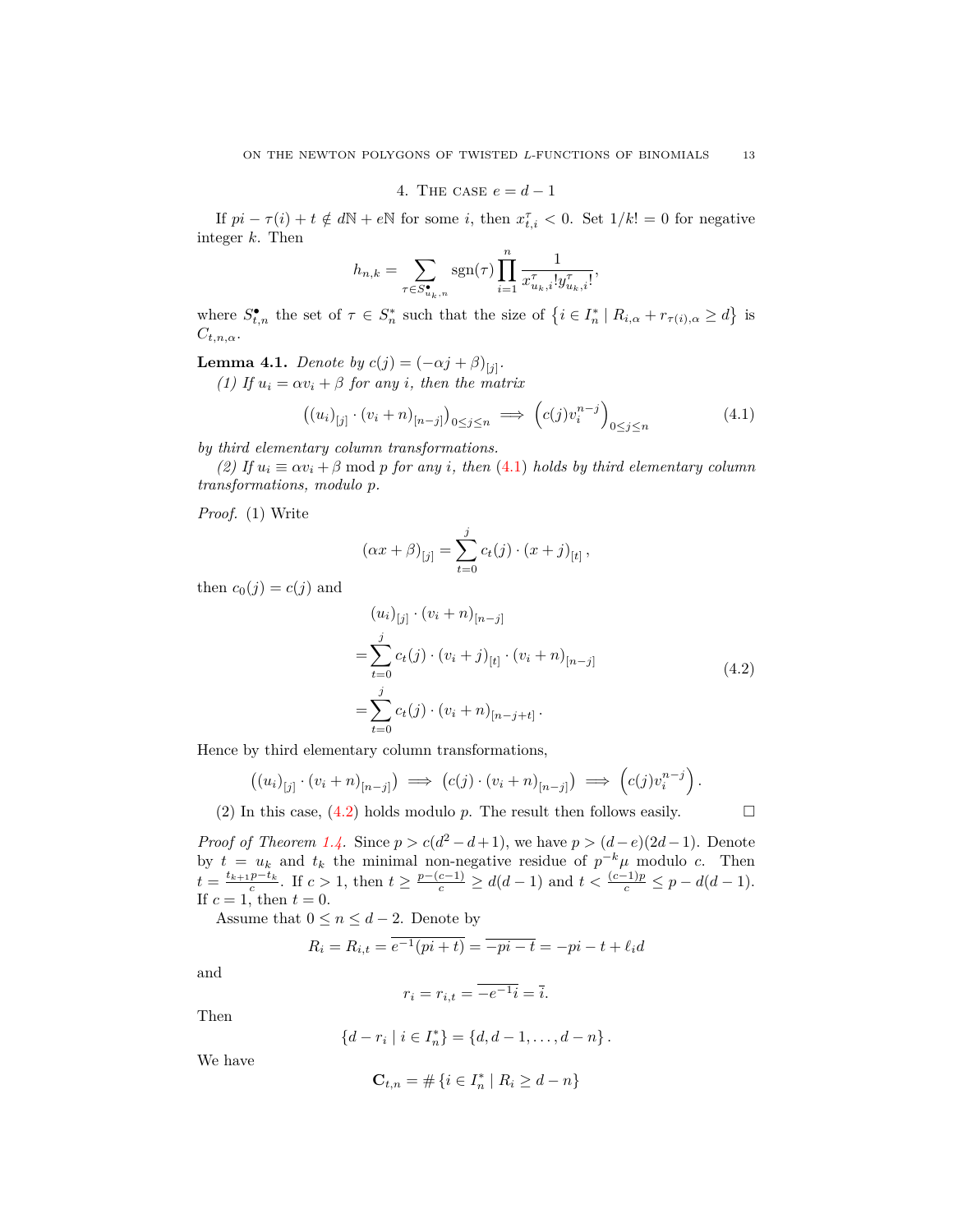## 4. The case $e = d - 1$

If $pi - \tau(i) + t \notin d\mathbb{N} + e\mathbb{N}$ for some $i$, then $x^{\tau}_{t,i} < 0$. Set $1/k! = 0$ for negative integer $k$. Then

$$h_{n,k} = \sum_{\tau \in S^{\bullet}_{u_k,n}} \operatorname{sgn}(\tau) \prod_{i=1}^{n} \frac{1}{x^{\tau}_{u_k,i}! y^{\tau}_{u_k,i}!},$$

where $S^{\bullet}_{t,n}$ the set of $\tau \in S^*_n$ such that the size of $\left\{ i \in I^*_n \mid R_{i,\alpha} + r_{\tau(i),\alpha} \geq d \right\}$ is $C_{t,n,\alpha}$.

**Lemma 4.1.** *Denote by $c(j) = (-\alpha j + \beta)_{[j]}$.*

*(1) If $u_i = \alpha v_i + \beta$ for any $i$, then the matrix*

$$\left( (u_i)_{[j]} \cdot (v_i + n)_{[n-j]} \right)_{0 \leq j \leq n} \implies \left( c(j) v_i^{n-j} \right)_{0 \leq j \leq n} \tag{4.1}$$

*by third elementary column transformations.*

*(2) If $u_i \equiv \alpha v_i + \beta \bmod p$ for any $i$, then (4.1) holds by third elementary column transformations, modulo $p$.*

*Proof.* (1) Write

$$(\alpha x + \beta)_{[j]} = \sum_{t=0}^{j} c_t(j) \cdot (x + j)_{[t]},$$

then $c_0(j) = c(j)$ and

$$\begin{aligned} &(u_i)_{[j]} \cdot (v_i + n)_{[n-j]} \\ =& \sum_{t=0}^{j} c_t(j) \cdot (v_i + j)_{[t]} \cdot (v_i + n)_{[n-j]} \\ =& \sum_{t=0}^{j} c_t(j) \cdot (v_i + n)_{[n-j+t]} . \end{aligned} \tag{4.2}$$

Hence by third elementary column transformations,

$$\left( (u_i)_{[j]} \cdot (v_i + n)_{[n-j]} \right) \implies \left( c(j) \cdot (v_i + n)_{[n-j]} \right) \implies \left( c(j) v_i^{n-j} \right).$$

(2) In this case, (4.2) holds modulo $p$. The result then follows easily. $\square$

*Proof of Theorem 1.4.* Since $p > c(d^2 - d + 1)$, we have $p > (d-e)(2d-1)$. Denote by $t = u_k$ and $t_k$ the minimal non-negative residue of $p^{-k}\mu$ modulo $c$. Then $t = \frac{t_{k+1} p - t_k}{c}$. If $c > 1$, then $t \geq \frac{p-(c-1)}{c} \geq d(d-1)$ and $t < \frac{(c-1)p}{c} \leq p - d(d-1)$. If $c = 1$, then $t = 0$.

Assume that $0 \leq n \leq d-2$. Denote by

$$R_i = R_{i,t} = \overline{e^{-1}(pi + t)} = \overline{-pi - t} = -pi - t + \ell_i d$$

and

$$r_i = r_{i,t} = \overline{-e^{-1} i} = \overline{i}.$$

Then

$$\left\{ d - r_i \mid i \in I^*_n \right\} = \left\{ d, d-1, \ldots, d-n \right\}.$$

We have

$$\mathbf{C}_{t,n} = \# \left\{ i \in I^*_n \mid R_i \geq d - n \right\}$$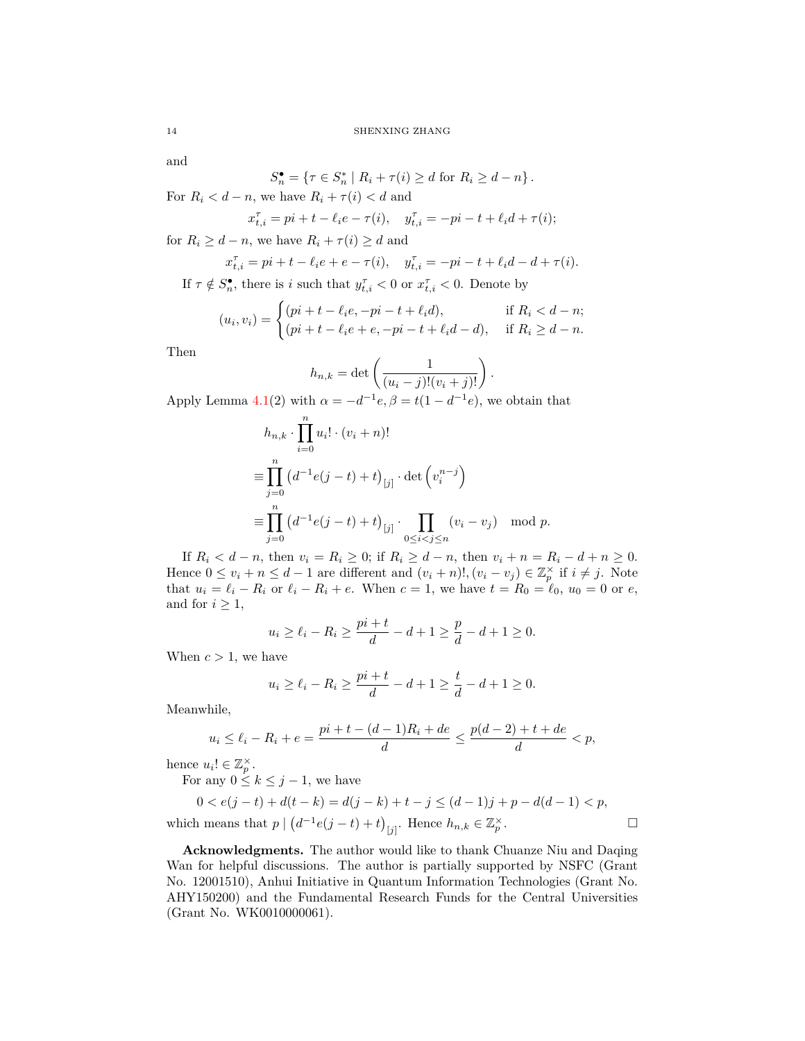and

$$S_n^\bullet = \{\tau \in S_n^* \mid R_i + \tau(i) \geq d \text{ for } R_i \geq d-n\}.$$

For $R_i < d-n$, we have $R_i + \tau(i) < d$ and

$$x_{t,i}^\tau = pi + t - \ell_i e - \tau(i), \quad y_{t,i}^\tau = -pi - t + \ell_i d + \tau(i);$$

for $R_i \geq d-n$, we have $R_i + \tau(i) \geq d$ and

$$x_{t,i}^\tau = pi + t - \ell_i e + e - \tau(i), \quad y_{t,i}^\tau = -pi - t + \ell_i d - d + \tau(i).$$

If $\tau \notin S_n^\bullet$, there is $i$ such that $y_{t,i}^\tau < 0$ or $x_{t,i}^\tau < 0$. Denote by

$$(u_i, v_i) = \begin{cases} (pi + t - \ell_i e, -pi - t + \ell_i d), & \text{if } R_i < d-n; \\ (pi + t - \ell_i e + e, -pi - t + \ell_i d - d), & \text{if } R_i \geq d-n. \end{cases}$$

Then

$$h_{n,k} = \det\left(\frac{1}{(u_i - j)!(v_i + j)!}\right).$$

Apply Lemma 4.1(2) with $\alpha = -d^{-1}e, \beta = t(1 - d^{-1}e)$, we obtain that

$$\begin{aligned} & h_{n,k} \cdot \prod_{i=0}^n u_i! \cdot (v_i + n)! \\ \equiv & \prod_{j=0}^n \left(d^{-1}e(j-t) + t\right)_{[j]} \cdot \det\left(v_i^{n-j}\right) \\ \equiv & \prod_{j=0}^n \left(d^{-1}e(j-t) + t\right)_{[j]} \cdot \prod_{0 \leq i < j \leq n} (v_i - v_j) \mod p. \end{aligned}$$

If $R_i < d-n$, then $v_i = R_i \geq 0$; if $R_i \geq d-n$, then $v_i + n = R_i - d + n \geq 0$. Hence $0 \leq v_i + n \leq d-1$ are different and $(v_i + n)!, (v_i - v_j) \in \mathbb{Z}_p^\times$ if $i \neq j$. Note that $u_i = \ell_i - R_i$ or $\ell_i - R_i + e$. When $c = 1$, we have $t = R_0 = \ell_0$, $u_0 = 0$ or $e$, and for $i \geq 1$,

$$u_i \geq \ell_i - R_i \geq \frac{pi + t}{d} - d + 1 \geq \frac{p}{d} - d + 1 \geq 0.$$

When $c > 1$, we have

$$u_i \geq \ell_i - R_i \geq \frac{pi + t}{d} - d + 1 \geq \frac{t}{d} - d + 1 \geq 0.$$

Meanwhile,

$$u_i \leq \ell_i - R_i + e = \frac{pi + t - (d-1)R_i + de}{d} \leq \frac{p(d-2) + t + de}{d} < p,$$

hence $u_i! \in \mathbb{Z}_p^\times$.

For any $0 \leq k \leq j-1$, we have

$$0 < e(j-t) + d(t-k) = d(j-k) + t - j \leq (d-1)j + p - d(d-1) < p,$$

which means that $p \mid \left(d^{-1}e(j-t) + t\right)_{[j]}$. Hence $h_{n,k} \in \mathbb{Z}_p^\times$. $\square$

**Acknowledgments.** The author would like to thank Chuanze Niu and Daqing Wan for helpful discussions. The author is partially supported by NSFC (Grant No. 12001510), Anhui Initiative in Quantum Information Technologies (Grant No. AHY150200) and the Fundamental Research Funds for the Central Universities (Grant No. WK0010000061).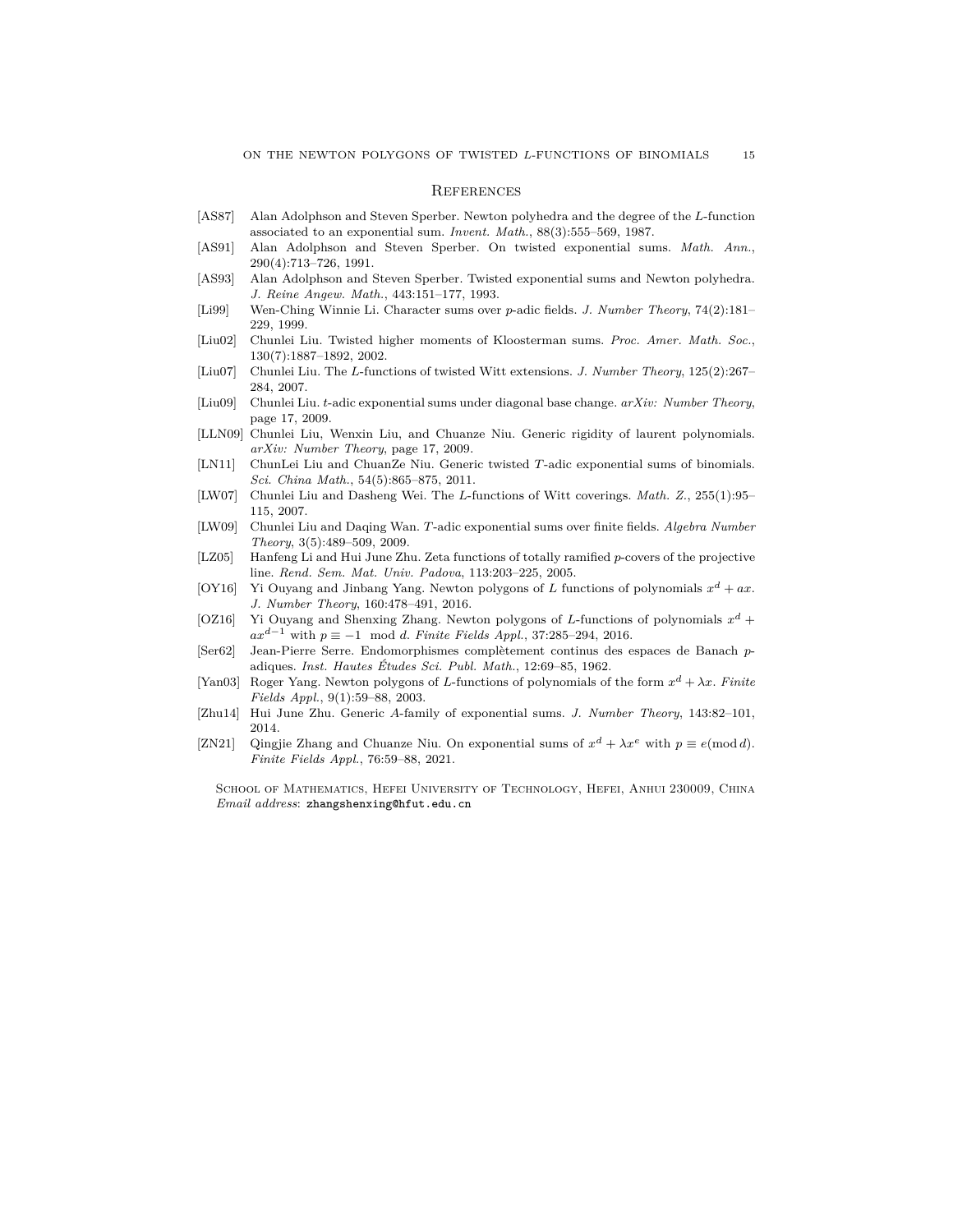# References

[AS87] Alan Adolphson and Steven Sperber. Newton polyhedra and the degree of the $L$-function associated to an exponential sum. *Invent. Math.*, 88(3):555–569, 1987.

[AS91] Alan Adolphson and Steven Sperber. On twisted exponential sums. *Math. Ann.*, 290(4):713–726, 1991.

[AS93] Alan Adolphson and Steven Sperber. Twisted exponential sums and Newton polyhedra. *J. Reine Angew. Math.*, 443:151–177, 1993.

[Li99] Wen-Ching Winnie Li. Character sums over $p$-adic fields. *J. Number Theory*, 74(2):181–229, 1999.

[Liu02] Chunlei Liu. Twisted higher moments of Kloosterman sums. *Proc. Amer. Math. Soc.*, 130(7):1887–1892, 2002.

[Liu07] Chunlei Liu. The $L$-functions of twisted Witt extensions. *J. Number Theory*, 125(2):267–284, 2007.

[Liu09] Chunlei Liu. $t$-adic exponential sums under diagonal base change. *arXiv: Number Theory*, page 17, 2009.

[LLN09] Chunlei Liu, Wenxin Liu, and Chuanze Niu. Generic rigidity of laurent polynomials. *arXiv: Number Theory*, page 17, 2009.

[LN11] ChunLei Liu and ChuanZe Niu. Generic twisted $T$-adic exponential sums of binomials. *Sci. China Math.*, 54(5):865–875, 2011.

[LW07] Chunlei Liu and Dasheng Wei. The $L$-functions of Witt coverings. *Math. Z.*, 255(1):95–115, 2007.

[LW09] Chunlei Liu and Daqing Wan. $T$-adic exponential sums over finite fields. *Algebra Number Theory*, 3(5):489–509, 2009.

[LZ05] Hanfeng Li and Hui June Zhu. Zeta functions of totally ramified $p$-covers of the projective line. *Rend. Sem. Mat. Univ. Padova*, 113:203–225, 2005.

[OY16] Yi Ouyang and Jinbang Yang. Newton polygons of $L$ functions of polynomials $x^d + ax$. *J. Number Theory*, 160:478–491, 2016.

[OZ16] Yi Ouyang and Shenxing Zhang. Newton polygons of $L$-functions of polynomials $x^d + ax^{d-1}$ with $p \equiv -1 \mod d$. *Finite Fields Appl.*, 37:285–294, 2016.

[Ser62] Jean-Pierre Serre. Endomorphismes complètement continus des espaces de Banach $p$-adiques. *Inst. Hautes Études Sci. Publ. Math.*, 12:69–85, 1962.

[Yan03] Roger Yang. Newton polygons of $L$-functions of polynomials of the form $x^d + \lambda x$. *Finite Fields Appl.*, 9(1):59–88, 2003.

[Zhu14] Hui June Zhu. Generic $A$-family of exponential sums. *J. Number Theory*, 143:82–101, 2014.

[ZN21] Qingjie Zhang and Chuanze Niu. On exponential sums of $x^d + \lambda x^e$ with $p \equiv e (\mathrm{mod}\, d)$. *Finite Fields Appl.*, 76:59–88, 2021.

School of Mathematics, Hefei University of Technology, Hefei, Anhui 230009, China
*Email address*: zhangshenxing@hfut.edu.cn